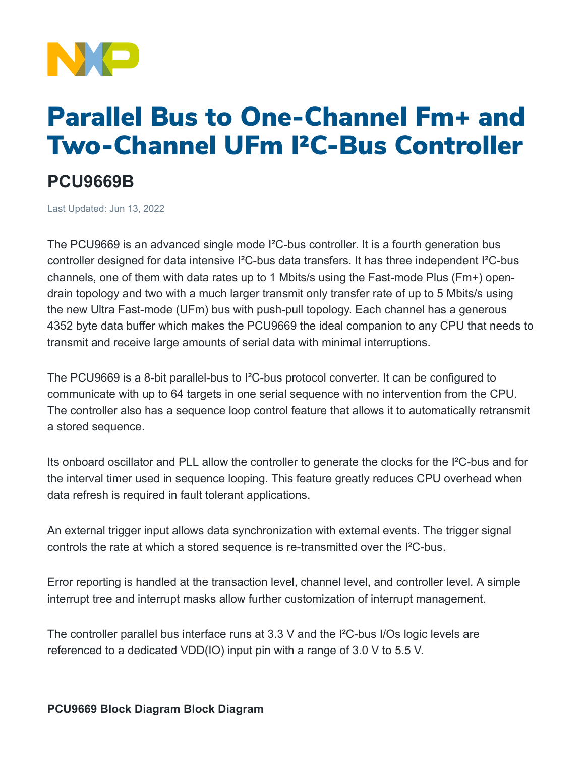# Parallel Bus to One-Channel Fm+ and Two-Channel UFm I²C-Bus Controller

## PCU9669B

Last Updated: Jun 13, 2022

The PCU9669 is an advanced single mode I²C-bus controller. It is a fourth generation bus controller designed for data intensive I²C-bus data transfers. It has three independent I²C-bus channels, one of them with data rates up to 1 Mbits/s using the Fast-mode Plus (Fm+) open-drain topology and two with a much larger transmit only transfer rate of up to 5 Mbits/s using the new Ultra Fast-mode (UFm) bus with push-pull topology. Each channel has a generous 4352 byte data buffer which makes the PCU9669 the ideal companion to any CPU that needs to transmit and receive large amounts of serial data with minimal interruptions.

The PCU9669 is a 8-bit parallel-bus to I²C-bus protocol converter. It can be configured to communicate with up to 64 targets in one serial sequence with no intervention from the CPU. The controller also has a sequence loop control feature that allows it to automatically retransmit a stored sequence.

Its onboard oscillator and PLL allow the controller to generate the clocks for the I²C-bus and for the interval timer used in sequence looping. This feature greatly reduces CPU overhead when data refresh is required in fault tolerant applications.

An external trigger input allows data synchronization with external events. The trigger signal controls the rate at which a stored sequence is re-transmitted over the I²C-bus.

Error reporting is handled at the transaction level, channel level, and controller level. A simple interrupt tree and interrupt masks allow further customization of interrupt management.

The controller parallel bus interface runs at 3.3 V and the I²C-bus I/Os logic levels are referenced to a dedicated VDD(IO) input pin with a range of 3.0 V to 5.5 V.

**PCU9669 Block Diagram Block Diagram**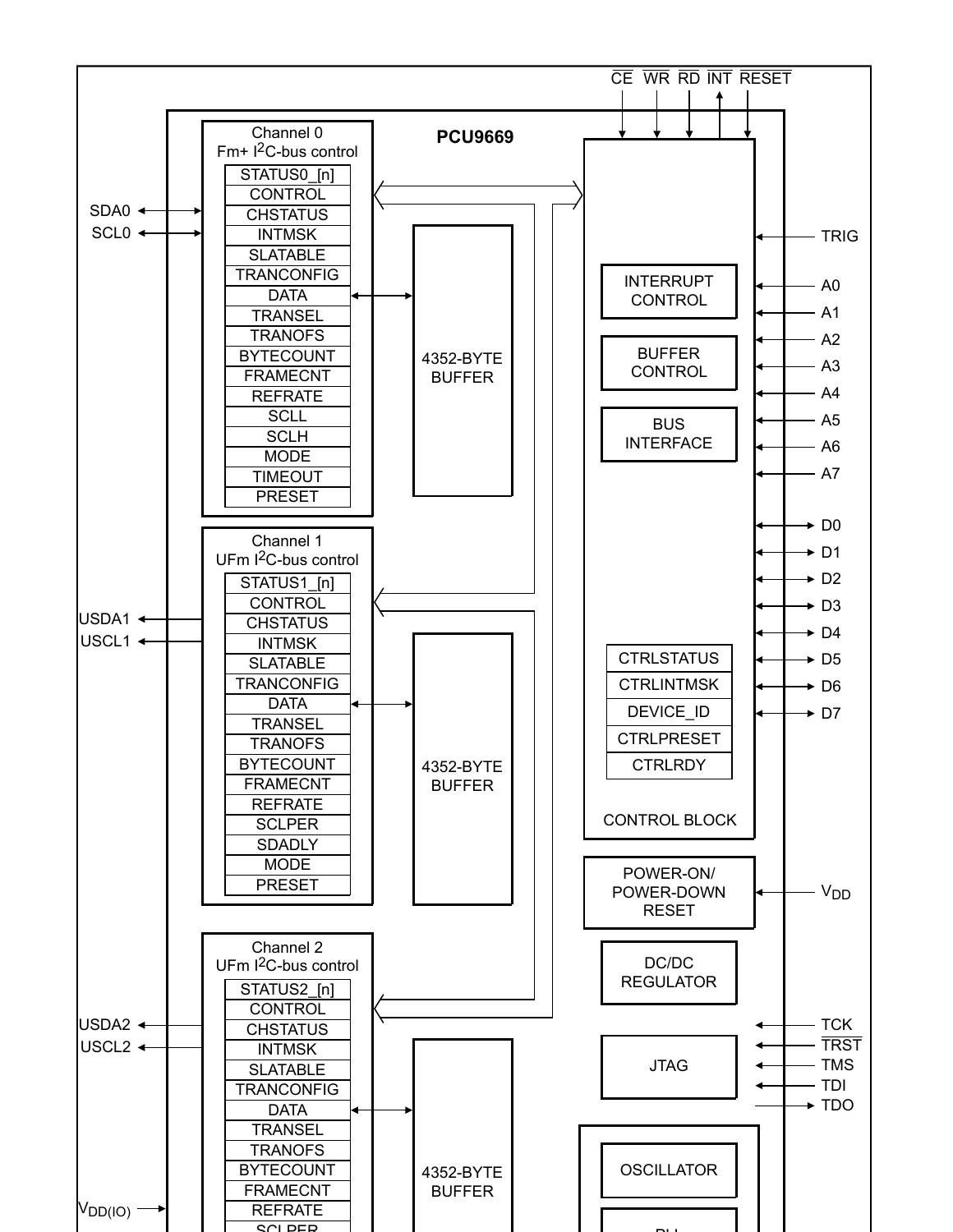$\overline{CE}$ $\overline{WR}$ $\overline{RD}$ $\overline{INT}$ $\overline{RESET}$

**PCU9669**

Channel 0
Fm+ I²C-bus control

- STATUS0_[n]
- CONTROL
- CHSTATUS
- INTMSK
- SLATABLE
- TRANCONFIG
- DATA
- TRANSEL
- TRANOFS
- BYTECOUNT
- FRAMECNT
- REFRATE
- SCLL
- SCLH
- MODE
- TIMEOUT
- PRESET

SDA0
SCL0

4352-BYTE BUFFER

Channel 1
UFm I²C-bus control

- STATUS1_[n]
- CONTROL
- CHSTATUS
- INTMSK
- SLATABLE
- TRANCONFIG
- DATA
- TRANSEL
- TRANOFS
- BYTECOUNT
- FRAMECNT
- REFRATE
- SCLPER
- SDADLY
- MODE
- PRESET

USDA1
USCL1

4352-BYTE BUFFER

Channel 2
UFm I²C-bus control

- STATUS2_[n]
- CONTROL
- CHSTATUS
- INTMSK
- SLATABLE
- TRANCONFIG
- DATA
- TRANSEL
- TRANOFS
- BYTECOUNT
- FRAMECNT
- REFRATE
- SCLPER

USDA2
USCL2

$V_{DD(IO)}$

4352-BYTE BUFFER

TRIG

INTERRUPT CONTROL

BUFFER CONTROL

BUS INTERFACE

A0
A1
A2
A3
A4
A5
A6
A7

D0
D1
D2
D3
D4
D5
D6
D7

- CTRLSTATUS
- CTRLINTMSK
- DEVICE_ID
- CTRLPRESET
- CTRLRDY

CONTROL BLOCK

POWER-ON/ POWER-DOWN RESET

$V_{DD}$

DC/DC REGULATOR

JTAG

TCK
$\overline{TRST}$
TMS
TDI
TDO

OSCILLATOR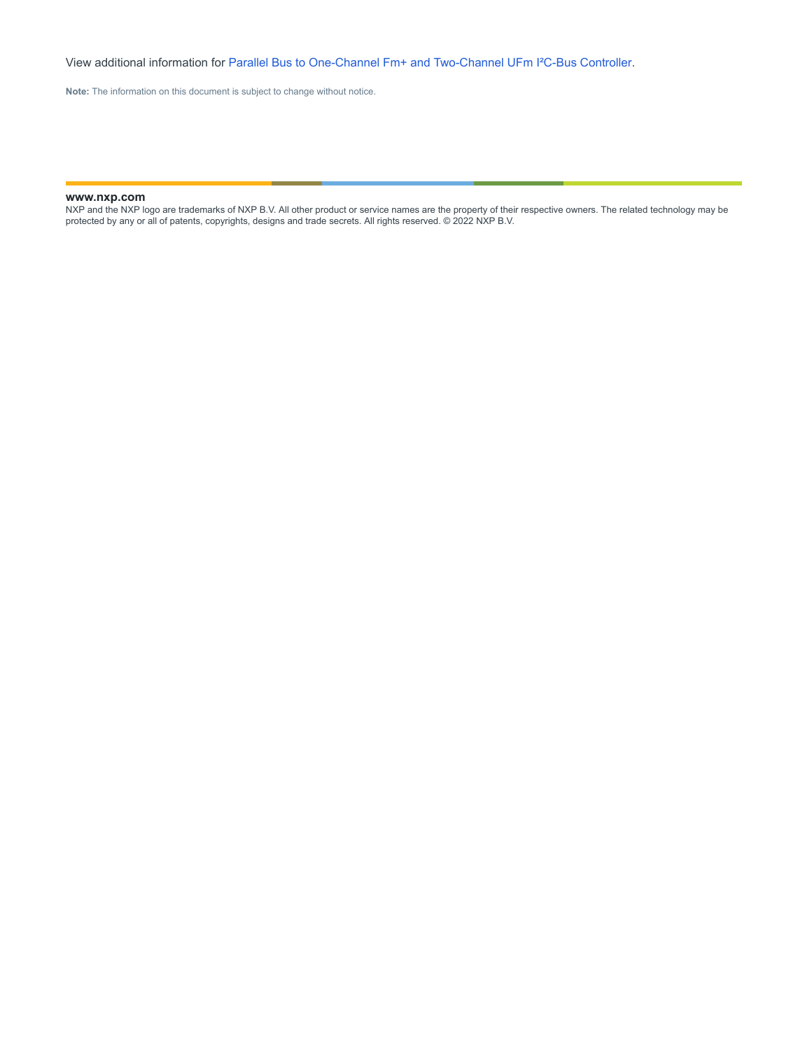View additional information for Parallel Bus to One-Channel Fm+ and Two-Channel UFm I²C-Bus Controller.

**Note:** The information on this document is subject to change without notice.

**www.nxp.com**

NXP and the NXP logo are trademarks of NXP B.V. All other product or service names are the property of their respective owners. The related technology may be protected by any or all of patents, copyrights, designs and trade secrets. All rights reserved. © 2022 NXP B.V.